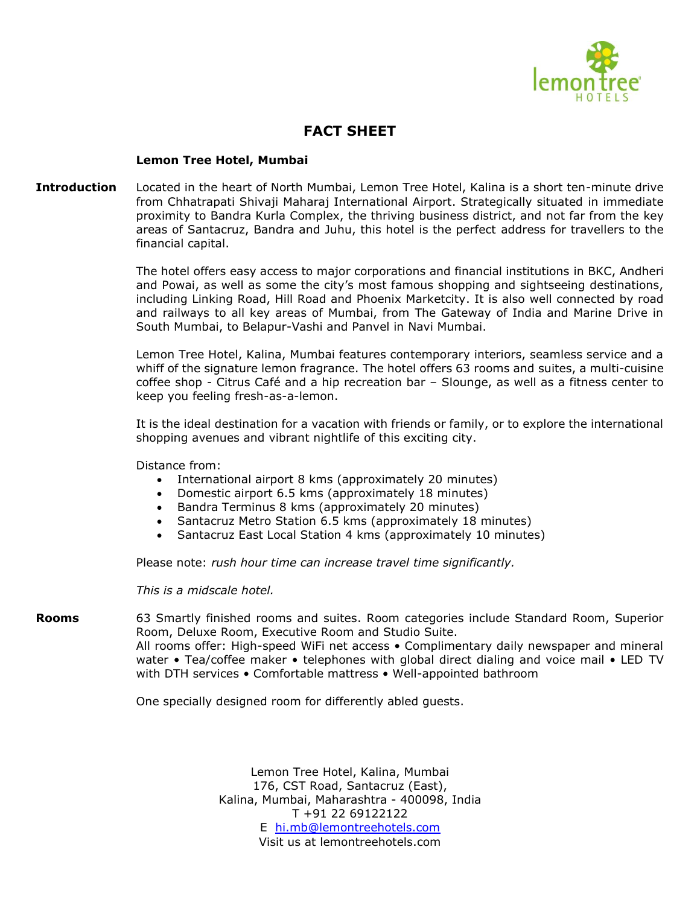# FACT SHEET

**Lemon Tree Hotel, Mumbai**

**Introduction**

Located in the heart of North Mumbai, Lemon Tree Hotel, Kalina is a short ten-minute drive from Chhatrapati Shivaji Maharaj International Airport. Strategically situated in immediate proximity to Bandra Kurla Complex, the thriving business district, and not far from the key areas of Santacruz, Bandra and Juhu, this hotel is the perfect address for travellers to the financial capital.

The hotel offers easy access to major corporations and financial institutions in BKC, Andheri and Powai, as well as some the city's most famous shopping and sightseeing destinations, including Linking Road, Hill Road and Phoenix Marketcity. It is also well connected by road and railways to all key areas of Mumbai, from The Gateway of India and Marine Drive in South Mumbai, to Belapur-Vashi and Panvel in Navi Mumbai.

Lemon Tree Hotel, Kalina, Mumbai features contemporary interiors, seamless service and a whiff of the signature lemon fragrance. The hotel offers 63 rooms and suites, a multi-cuisine coffee shop - Citrus Café and a hip recreation bar – Slounge, as well as a fitness center to keep you feeling fresh-as-a-lemon.

It is the ideal destination for a vacation with friends or family, or to explore the international shopping avenues and vibrant nightlife of this exciting city.

Distance from:

- International airport 8 kms (approximately 20 minutes)
- Domestic airport 6.5 kms (approximately 18 minutes)
- Bandra Terminus 8 kms (approximately 20 minutes)
- Santacruz Metro Station 6.5 kms (approximately 18 minutes)
- Santacruz East Local Station 4 kms (approximately 10 minutes)

Please note: *rush hour time can increase travel time significantly.*

*This is a midscale hotel.*

**Rooms**

63 Smartly finished rooms and suites. Room categories include Standard Room, Superior Room, Deluxe Room, Executive Room and Studio Suite.
All rooms offer: High-speed WiFi net access • Complimentary daily newspaper and mineral water • Tea/coffee maker • telephones with global direct dialing and voice mail • LED TV with DTH services • Comfortable mattress • Well-appointed bathroom

One specially designed room for differently abled guests.

Lemon Tree Hotel, Kalina, Mumbai
176, CST Road, Santacruz (East),
Kalina, Mumbai, Maharashtra - 400098, India
T +91 22 69122122
E hi.mb@lemontreehotels.com
Visit us at lemontreehotels.com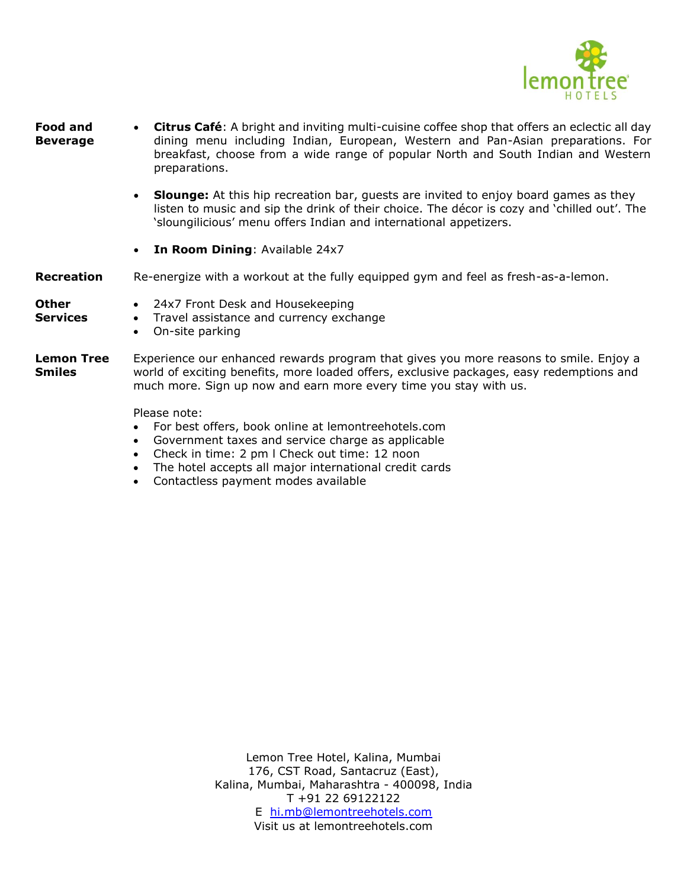**Food and Beverage**

- **Citrus Café**: A bright and inviting multi-cuisine coffee shop that offers an eclectic all day dining menu including Indian, European, Western and Pan-Asian preparations. For breakfast, choose from a wide range of popular North and South Indian and Western preparations.
- **Slounge:** At this hip recreation bar, guests are invited to enjoy board games as they listen to music and sip the drink of their choice. The décor is cozy and 'chilled out'. The 'sloungilicious' menu offers Indian and international appetizers.
- **In Room Dining**: Available 24x7

**Recreation**

Re-energize with a workout at the fully equipped gym and feel as fresh-as-a-lemon.

**Other Services**

- 24x7 Front Desk and Housekeeping
- Travel assistance and currency exchange
- On-site parking

**Lemon Tree Smiles**

Experience our enhanced rewards program that gives you more reasons to smile. Enjoy a world of exciting benefits, more loaded offers, exclusive packages, easy redemptions and much more. Sign up now and earn more every time you stay with us.

Please note:

- For best offers, book online at lemontreehotels.com
- Government taxes and service charge as applicable
- Check in time: 2 pm l Check out time: 12 noon
- The hotel accepts all major international credit cards
- Contactless payment modes available

Lemon Tree Hotel, Kalina, Mumbai
176, CST Road, Santacruz (East),
Kalina, Mumbai, Maharashtra - 400098, India
T +91 22 69122122
E hi.mb@lemontreehotels.com
Visit us at lemontreehotels.com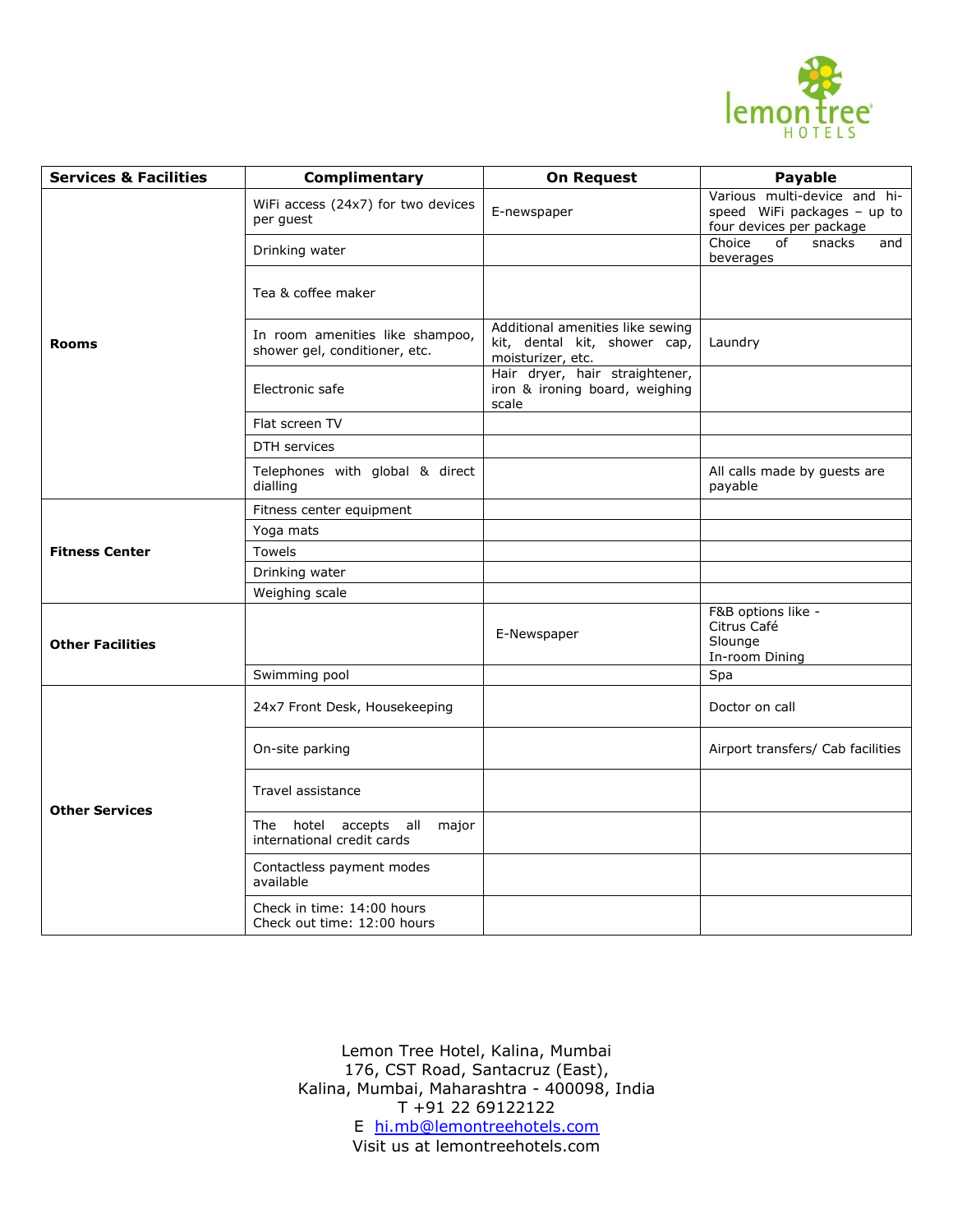| Services & Facilities | Complimentary | On Request | Payable |
|---|---|---|---|
| Rooms | WiFi access (24x7) for two devices per guest | E-newspaper | Various multi-device and hi-speed WiFi packages – up to four devices per package |
| | Drinking water | | Choice of snacks and beverages |
| | Tea & coffee maker | | |
| | In room amenities like shampoo, shower gel, conditioner, etc. | Additional amenities like sewing kit, dental kit, shower cap, moisturizer, etc. | Laundry |
| | Electronic safe | Hair dryer, hair straightener, iron & ironing board, weighing scale | |
| | Flat screen TV | | |
| | DTH services | | |
| | Telephones with global & direct dialling | | All calls made by guests are payable |
| Fitness Center | Fitness center equipment | | |
| | Yoga mats | | |
| | Towels | | |
| | Drinking water | | |
| | Weighing scale | | |
| Other Facilities | | E-Newspaper | F&B options like - Citrus Café Slounge In-room Dining |
| | Swimming pool | | Spa |
| Other Services | 24x7 Front Desk, Housekeeping | | Doctor on call |
| | On-site parking | | Airport transfers/ Cab facilities |
| | Travel assistance | | |
| | The hotel accepts all major international credit cards | | |
| | Contactless payment modes available | | |
| | Check in time: 14:00 hours Check out time: 12:00 hours | | |

Lemon Tree Hotel, Kalina, Mumbai
176, CST Road, Santacruz (East),
Kalina, Mumbai, Maharashtra - 400098, India
T +91 22 69122122
E hi.mb@lemontreehotels.com
Visit us at lemontreehotels.com